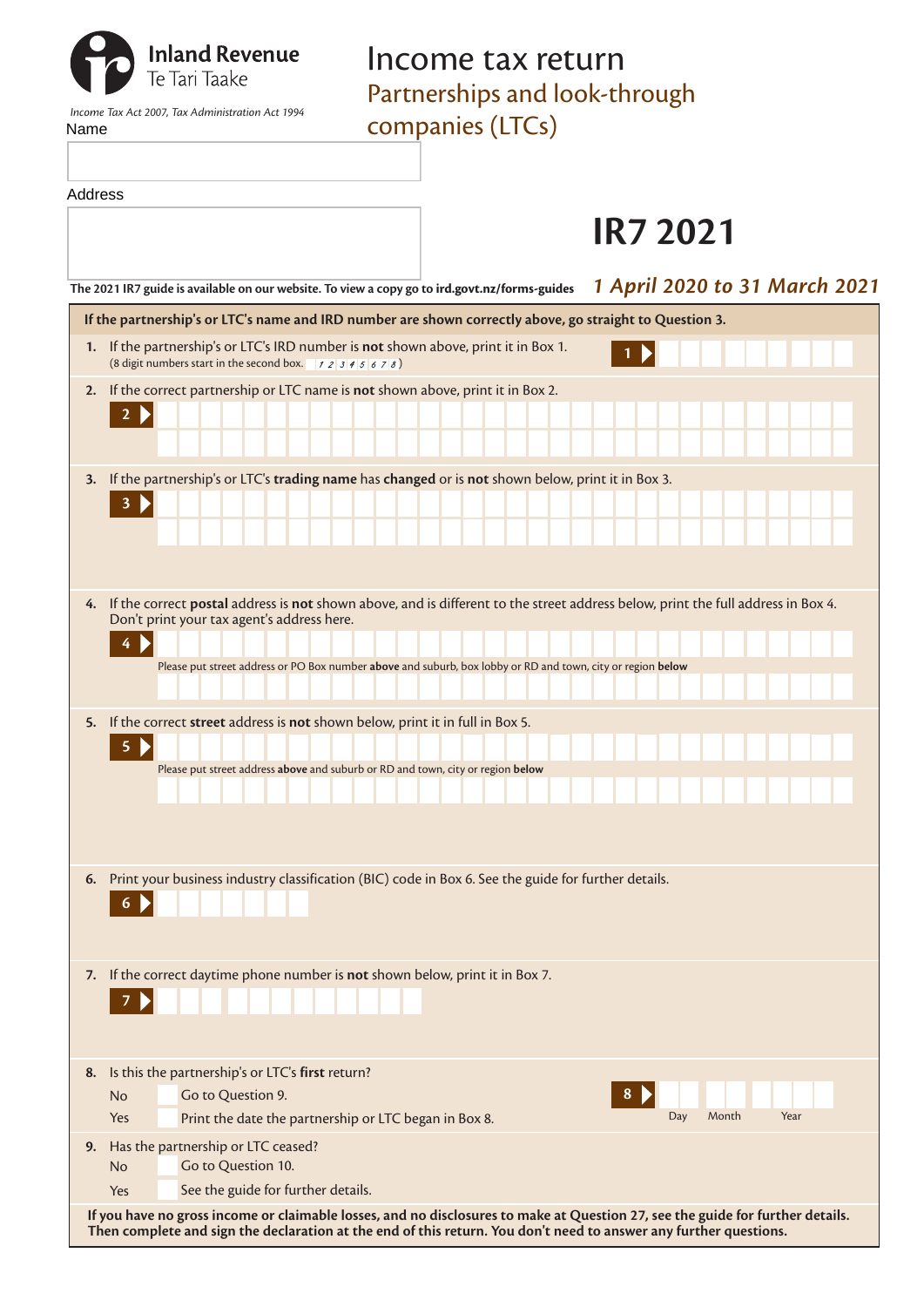**Inland Revenue**
Te Tari Taake

*Income Tax Act 2007, Tax Administration Act 1994*

# Income tax return

## Partnerships and look-through companies (LTCs)

# IR7 2021

***1 April 2020 to 31 March 2021***

Name

Address

**The 2021 IR7 guide is available on our website. To view a copy go to ird.govt.nz/forms-guides**

**If the partnership's or LTC's name and IRD number are shown correctly above, go straight to Question 3.**

**1.** If the partnership's or LTC's IRD number is **not** shown above, print it in Box 1.
(8 digit numbers start in the second box. *1 2 3 4 5 6 7 8*)

**1** ▶

**2.** If the correct partnership or LTC name is **not** shown above, print it in Box 2.

**2** ▶

**3.** If the partnership's or LTC's **trading name** has **changed** or is **not** shown below, print it in Box 3.

**3** ▶

**4.** If the correct **postal** address is **not** shown above, and is different to the street address below, print the full address in Box 4. Don't print your tax agent's address here.

**4** ▶

Please put street address or PO Box number **above** and suburb, box lobby or RD and town, city or region **below**

**5.** If the correct **street** address is **not** shown below, print it in full in Box 5.

**5** ▶

Please put street address **above** and suburb or RD and town, city or region **below**

**6.** Print your business industry classification (BIC) code in Box 6. See the guide for further details.

**6** ▶

**7.** If the correct daytime phone number is **not** shown below, print it in Box 7.

**7** ▶

**8.** Is this the partnership's or LTC's **first** return?

No ☐ Go to Question 9.

Yes ☐ Print the date the partnership or LTC began in Box 8.

**8** ▶ Day Month Year

**9.** Has the partnership or LTC ceased?

No ☐ Go to Question 10.

Yes ☐ See the guide for further details.

**If you have no gross income or claimable losses, and no disclosures to make at Question 27, see the guide for further details. Then complete and sign the declaration at the end of this return. You don't need to answer any further questions.**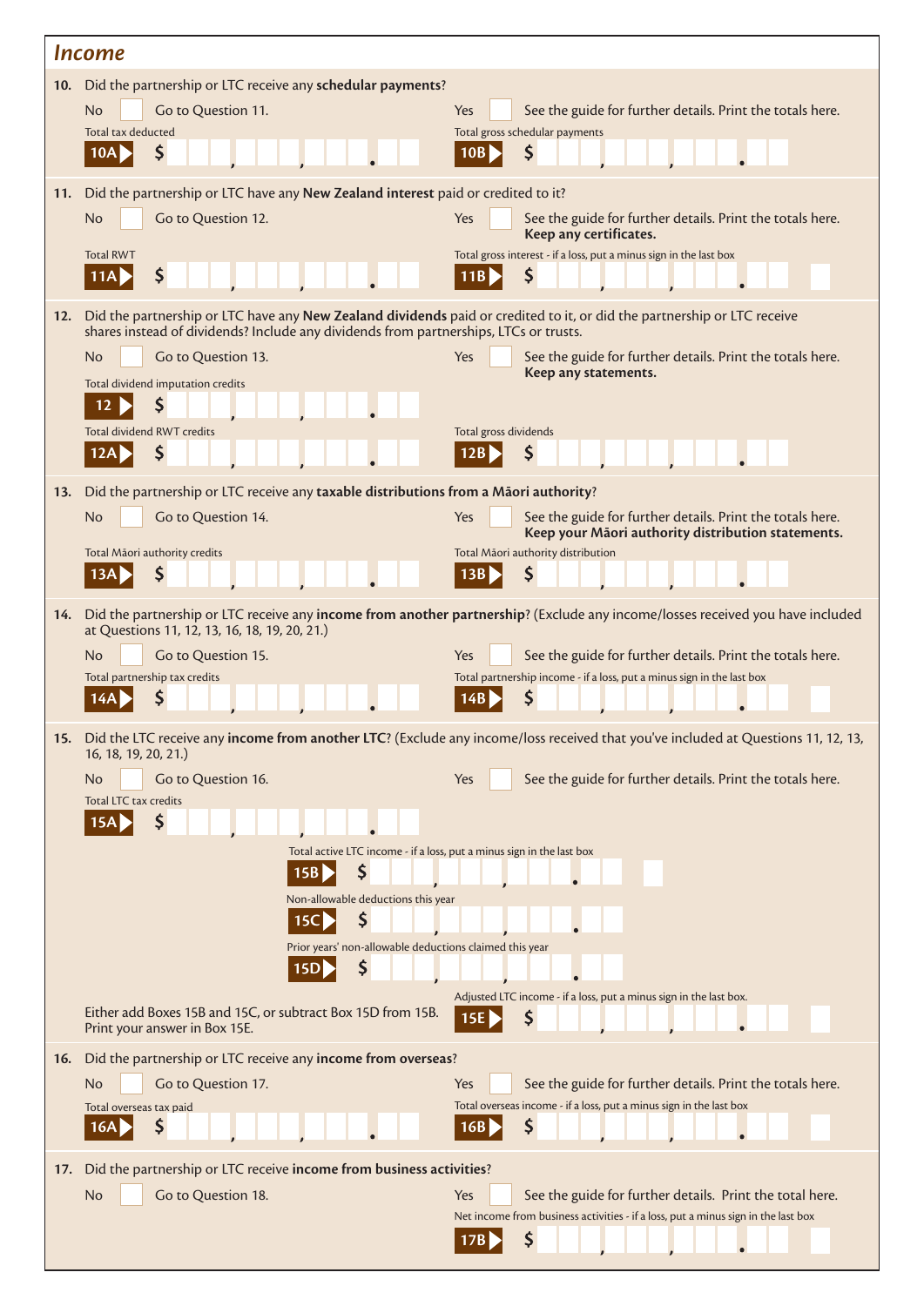## Income

**10.** Did the partnership or LTC receive any **schedular payments**?

No ☐ Go to Question 11.

Yes ☐ See the guide for further details. Print the totals here.

Total tax deducted **10A** $ ___,___,___.__

Total gross schedular payments **10B** $ ___,___,___.__

**11.** Did the partnership or LTC have any **New Zealand interest** paid or credited to it?

No ☐ Go to Question 12.

Yes ☐ See the guide for further details. Print the totals here. **Keep any certificates.**

Total RWT **11A** $ ___,___,___.__

Total gross interest - if a loss, put a minus sign in the last box **11B** $ ___,___,___.__ ☐

**12.** Did the partnership or LTC have any **New Zealand dividends** paid or credited to it, or did the partnership or LTC receive shares instead of dividends? Include any dividends from partnerships, LTCs or trusts.

No ☐ Go to Question 13.

Yes ☐ See the guide for further details. Print the totals here. **Keep any statements.**

Total dividend imputation credits **12** $ ___,___,___.__

Total dividend RWT credits **12A** $ ___,___,___.__

Total gross dividends **12B** $ ___,___,___.__

**13.** Did the partnership or LTC receive any **taxable distributions from a Māori authority**?

No ☐ Go to Question 14.

Yes ☐ See the guide for further details. Print the totals here. **Keep your Māori authority distribution statements.**

Total Māori authority credits **13A** $ ___,___,___.__

Total Māori authority distribution **13B** $ ___,___,___.__

**14.** Did the partnership or LTC receive any **income from another partnership**? (Exclude any income/losses received you have included at Questions 11, 12, 13, 16, 18, 19, 20, 21.)

No ☐ Go to Question 15.

Yes ☐ See the guide for further details. Print the totals here.

Total partnership tax credits **14A** $ ___,___,___.__

Total partnership income - if a loss, put a minus sign in the last box **14B** $ ___,___,___.__ ☐

**15.** Did the LTC receive any **income from another LTC**? (Exclude any income/loss received that you've included at Questions 11, 12, 13, 16, 18, 19, 20, 21.)

No ☐ Go to Question 16.

Yes ☐ See the guide for further details. Print the totals here.

Total LTC tax credits **15A** $ ___,___,___.__

Total active LTC income - if a loss, put a minus sign in the last box **15B** $ ___,___,___.__ ☐

Non-allowable deductions this year **15C** $ ___,___,___.__

Prior years' non-allowable deductions claimed this year **15D** $ ___,___,___.__

Either add Boxes 15B and 15C, or subtract Box 15D from 15B. Print your answer in Box 15E.

Adjusted LTC income - if a loss, put a minus sign in the last box. **15E** $ ___,___,___.__ ☐

**16.** Did the partnership or LTC receive any **income from overseas**?

No ☐ Go to Question 17.

Yes ☐ See the guide for further details. Print the totals here.

Total overseas tax paid **16A** $ ___,___,___.__

Total overseas income - if a loss, put a minus sign in the last box **16B** $ ___,___,___.__ ☐

**17.** Did the partnership or LTC receive **income from business activities**?

No ☐ Go to Question 18.

Yes ☐ See the guide for further details. Print the total here.

Net income from business activities - if a loss, put a minus sign in the last box **17B** $ ___,___,___.__ ☐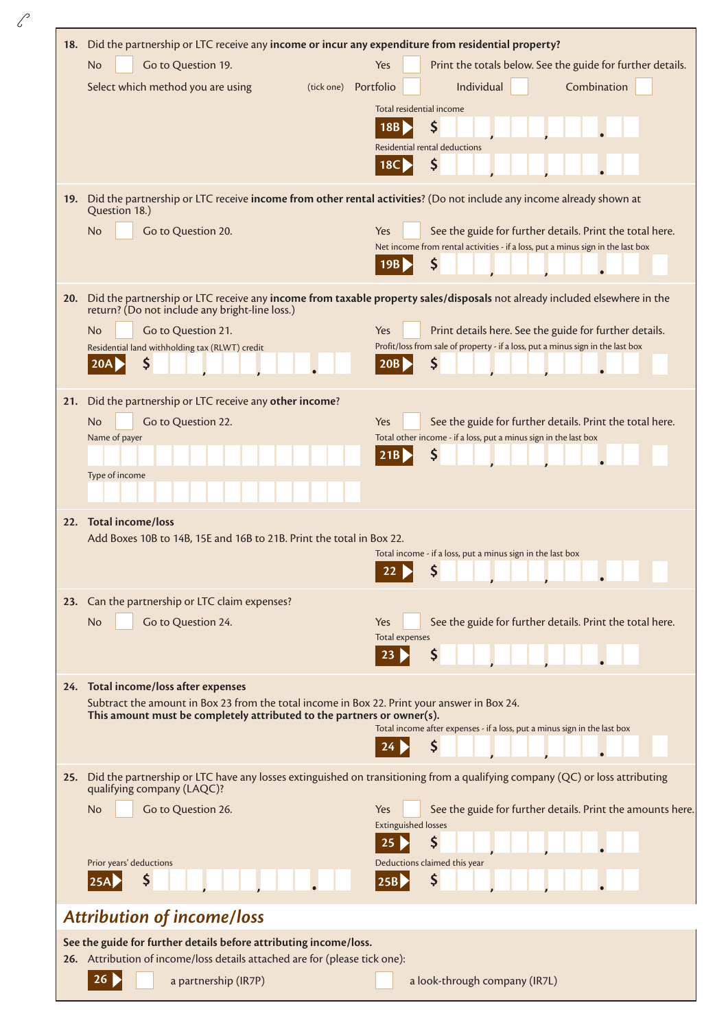**18.** Did the partnership or LTC receive any **income or incur any expenditure from residential property?**

No ☐ Go to Question 19.

Yes ☐ Print the totals below. See the guide for further details.

Select which method you are using (tick one) Portfolio ☐ Individual ☐ Combination ☐

Total residential income

**18B** $

Residential rental deductions

**18C** $

**19.** Did the partnership or LTC receive **income from other rental activities**? (Do not include any income already shown at Question 18.)

No ☐ Go to Question 20.

Yes ☐ See the guide for further details. Print the total here.

Net income from rental activities - if a loss, put a minus sign in the last box

**19B** $

**20.** Did the partnership or LTC receive any **income from taxable property sales/disposals** not already included elsewhere in the return? (Do not include any bright-line loss.)

No ☐ Go to Question 21.

Yes ☐ Print details here. See the guide for further details.

Residential land withholding tax (RLWT) credit

**20A** $

Profit/loss from sale of property - if a loss, put a minus sign in the last box

**20B** $

**21.** Did the partnership or LTC receive any **other income**?

No ☐ Go to Question 22.

Yes ☐ See the guide for further details. Print the total here.

Name of payer

Type of income

Total other income - if a loss, put a minus sign in the last box

**21B** $

**22. Total income/loss**

Add Boxes 10B to 14B, 15E and 16B to 21B. Print the total in Box 22.

Total income - if a loss, put a minus sign in the last box

**22** $

**23.** Can the partnership or LTC claim expenses?

No ☐ Go to Question 24.

Yes ☐ See the guide for further details. Print the total here.

Total expenses

**23** $

**24. Total income/loss after expenses**

Subtract the amount in Box 23 from the total income in Box 22. Print your answer in Box 24.
**This amount must be completely attributed to the partners or owner(s).**

Total income after expenses - if a loss, put a minus sign in the last box

**24** $

**25.** Did the partnership or LTC have any losses extinguished on transitioning from a qualifying company (QC) or loss attributing qualifying company (LAQC)?

No ☐ Go to Question 26.

Yes ☐ See the guide for further details. Print the amounts here.

Extinguished losses

**25** $

Prior years' deductions

**25A** $

Deductions claimed this year

**25B** $

## *Attribution of income/loss*

**See the guide for further details before attributing income/loss.**

**26.** Attribution of income/loss details attached are for (please tick one):

**26** ☐ a partnership (IR7P) ☐ a look-through company (IR7L)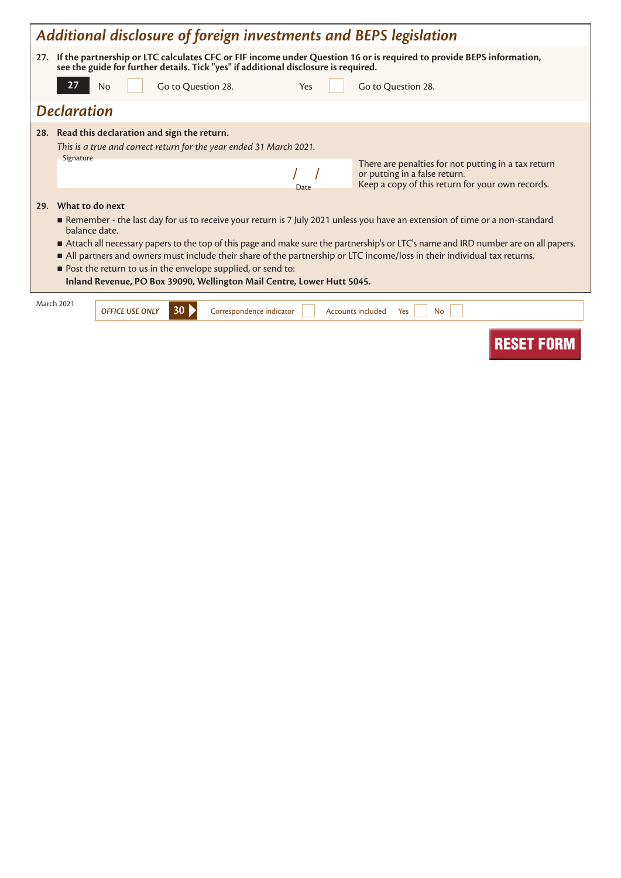## Additional disclosure of foreign investments and BEPS legislation

**27. If the partnership or LTC calculates CFC or FIF income under Question 16 or is required to provide BEPS information, see the guide for further details. Tick "yes" if additional disclosure is required.**

**27** No ☐ Go to Question 28. Yes ☐ Go to Question 28.

## Declaration

**28. Read this declaration and sign the return.**

*This is a true and correct return for the year ended 31 March 2021.*

Signature

Date / /

There are penalties for not putting in a tax return or putting in a false return.
Keep a copy of this return for your own records.

**29. What to do next**

- Remember - the last day for us to receive your return is 7 July 2021 unless you have an extension of time or a non-standard balance date.
- Attach all necessary papers to the top of this page and make sure the partnership's or LTC's name and IRD number are on all papers.
- All partners and owners must include their share of the partnership or LTC income/loss in their individual tax returns.
- Post the return to us in the envelope supplied, or send to:
  **Inland Revenue, PO Box 39090, Wellington Mail Centre, Lower Hutt 5045.**

March 2021

*OFFICE USE ONLY* **30** Correspondence indicator ☐ Accounts included Yes ☐ No ☐

RESET FORM